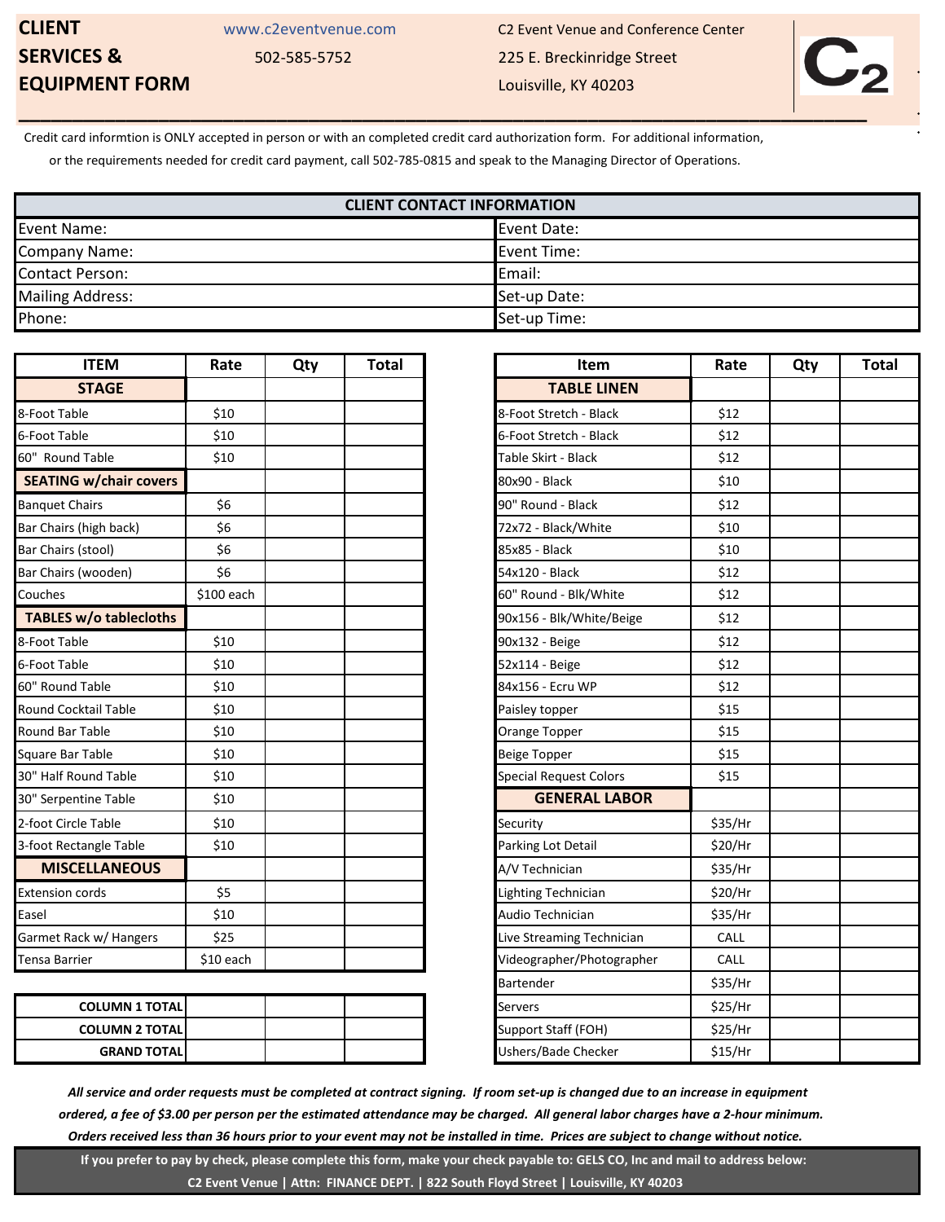# CLIENT SERVICES & EQUIPMENT FORM

www.c2eventvenue.com

502-585-5752

C2 Event Venue and Conference Center
225 E. Breckinridge Street
Louisville, KY 40203

Credit card informtion is ONLY accepted in person or with an completed credit card authorization form. For additional information, or the requirements needed for credit card payment, call 502-785-0815 and speak to the Managing Director of Operations.

| CLIENT CONTACT INFORMATION | |
|---|---|
| Event Name: | Event Date: |
| Company Name: | Event Time: |
| Contact Person: | Email: |
| Mailing Address: | Set-up Date: |
| Phone: | Set-up Time: |

| ITEM | Rate | Qty | Total |
|---|---|---|---|
| **STAGE** | | | |
| 8-Foot Table | $10 | | |
| 6-Foot Table | $10 | | |
| 60" Round Table | $10 | | |
| **SEATING w/chair covers** | | | |
| Banquet Chairs | $6 | | |
| Bar Chairs (high back) | $6 | | |
| Bar Chairs (stool) | $6 | | |
| Bar Chairs (wooden) | $6 | | |
| Couches | $100 each | | |
| **TABLES w/o tablecloths** | | | |
| 8-Foot Table | $10 | | |
| 6-Foot Table | $10 | | |
| 60" Round Table | $10 | | |
| Round Cocktail Table | $10 | | |
| Round Bar Table | $10 | | |
| Square Bar Table | $10 | | |
| 30" Half Round Table | $10 | | |
| 30" Serpentine Table | $10 | | |
| 2-foot Circle Table | $10 | | |
| 3-foot Rectangle Table | $10 | | |
| **MISCELLANEOUS** | | | |
| Extension cords | $5 | | |
| Easel | $10 | | |
| Garmet Rack w/ Hangers | $25 | | |
| Tensa Barrier | $10 each | | |

| Item | Rate | Qty | Total |
|---|---|---|---|
| **TABLE LINEN** | | | |
| 8-Foot Stretch - Black | $12 | | |
| 6-Foot Stretch - Black | $12 | | |
| Table Skirt - Black | $12 | | |
| 80x90 - Black | $10 | | |
| 90" Round - Black | $12 | | |
| 72x72 - Black/White | $10 | | |
| 85x85 - Black | $10 | | |
| 54x120 - Black | $12 | | |
| 60" Round - Blk/White | $12 | | |
| 90x156 - Blk/White/Beige | $12 | | |
| 90x132 - Beige | $12 | | |
| 52x114 - Beige | $12 | | |
| 84x156 - Ecru WP | $12 | | |
| Paisley topper | $15 | | |
| Orange Topper | $15 | | |
| Beige Topper | $15 | | |
| Special Request Colors | $15 | | |
| **GENERAL LABOR** | | | |
| Security | $35/Hr | | |
| Parking Lot Detail | $20/Hr | | |
| A/V Technician | $35/Hr | | |
| Lighting Technician | $20/Hr | | |
| Audio Technician | $35/Hr | | |
| Live Streaming Technician | CALL | | |
| Videographer/Photographer | CALL | | |
| Bartender | $35/Hr | | |
| Servers | $25/Hr | | |
| Support Staff (FOH) | $25/Hr | | |
| Ushers/Bade Checker | $15/Hr | | |

| | | | |
|---|---|---|---|
| **COLUMN 1 TOTAL** | | | |
| **COLUMN 2 TOTAL** | | | |
| **GRAND TOTAL** | | | |

***All service and order requests must be completed at contract signing. If room set-up is changed due to an increase in equipment ordered, a fee of $3.00 per person per the estimated attendance may be charged. All general labor charges have a 2-hour minimum. Orders received less than 36 hours prior to your event may not be installed in time. Prices are subject to change without notice.***

**If you prefer to pay by check, please complete this form, make your check payable to: GELS CO, Inc and mail to address below:**
**C2 Event Venue | Attn: FINANCE DEPT. | 822 South Floyd Street | Louisville, KY 40203**